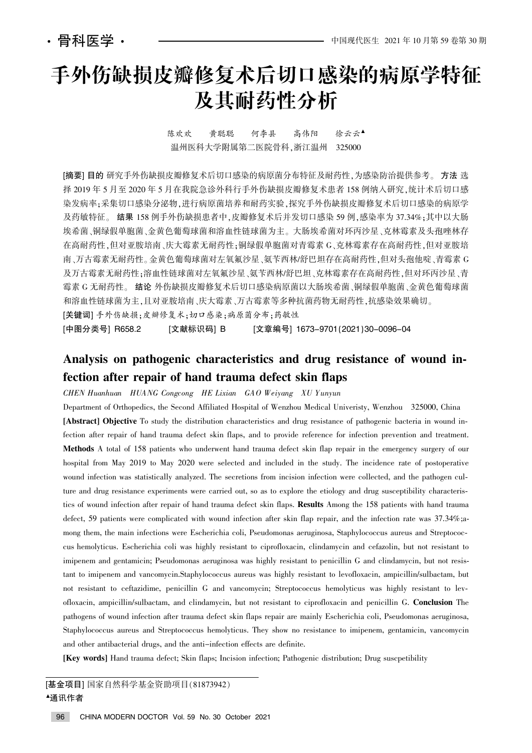· 骨科医学 ·

# 手外伤缺损皮瓣修复术后切口感染的病原学特征及其耐药性分析

陈欢欢　黄聪聪　何李县　高伟阳　徐云云▲

温州医科大学附属第二医院骨科，浙江温州　325000

**[摘要] 目的** 研究手外伤缺损皮瓣修复术后切口感染的病原菌分布特征及耐药性，为感染防治提供参考。**方法** 选择 2019 年 5 月至 2020 年 5 月在我院急诊外科行手外伤缺损皮瓣修复术患者 158 例纳入研究，统计术后切口感染发病率；采集切口感染分泌物，进行病原菌培养和耐药实验，探究手外伤缺损皮瓣修复术后切口感染的病原学及药敏特征。**结果** 158 例手外伤缺损患者中，皮瓣修复术后并发切口感染 59 例，感染率为 37.34%；其中以大肠埃希菌、铜绿假单胞菌、金黄色葡萄球菌和溶血性链球菌为主。大肠埃希菌对环丙沙星、克林霉素及头孢唑林存在高耐药性，但对亚胺培南、庆大霉素无耐药性；铜绿假单胞菌对青霉素 G、克林霉素存在高耐药性，但对亚胺培南、万古霉素无耐药性。金黄色葡萄球菌对左氧氟沙星、氨苄西林/舒巴坦存在高耐药性，但对头孢他啶、青霉素 G 及万古霉素无耐药性；溶血性链球菌对左氧氟沙星、氨苄西林/舒巴坦、克林霉素存在高耐药性，但对环丙沙星、青霉素 G 无耐药性。**结论** 外伤缺损皮瓣修复术后切口感染病原菌以大肠埃希菌、铜绿假单胞菌、金黄色葡萄球菌和溶血性链球菌为主，且对亚胺培南、庆大霉素、万古霉素等多种抗菌药物无耐药性，抗感染效果确切。

**[关键词]** 手外伤缺损；皮瓣修复术；切口感染；病原菌分布；药敏性

**[中图分类号]** R658.2　**[文献标识码]** B　**[文章编号]** 1673-9701(2021)30-0096-04

## Analysis on pathogenic characteristics and drug resistance of wound infection after repair of hand trauma defect skin flaps

*CHEN Huanhuan　HUANG Congcong　HE Lixian　GAO Weiyang　XU Yunyun*

Department of Orthopedics, the Second Affiliated Hospital of Wenzhou Medical Univeristy, Wenzhou　325000, China

**[Abstract] Objective** To study the distribution characteristics and drug resistance of pathogenic bacteria in wound infection after repair of hand trauma defect skin flaps, and to provide reference for infection prevention and treatment. **Methods** A total of 158 patients who underwent hand trauma defect skin flap repair in the emergency surgery of our hospital from May 2019 to May 2020 were selected and included in the study. The incidence rate of postoperative wound infection was statistically analyzed. The secretions from incision infection were collected, and the pathogen culture and drug resistance experiments were carried out, so as to explore the etiology and drug susceptibility characteristics of wound infection after repair of hand trauma defect skin flaps. **Results** Among the 158 patients with hand trauma defect, 59 patients were complicated with wound infection after skin flap repair, and the infection rate was 37.34%;among them, the main infections were Escherichia coli, Pseudomonas aeruginosa, Staphylococcus aureus and Streptococcus hemolyticus. Escherichia coli was highly resistant to ciprofloxacin, clindamycin and cefazolin, but not resistant to imipenem and gentamicin; Pseudomonas aeruginosa was highly resistant to penicillin G and clindamycin, but not resistant to imipenem and vancomycin.Staphylococcus aureus was highly resistant to levofloxacin, ampicillin/sulbactam, but not resistant to ceftazidime, penicillin G and vancomycin; Streptococcus hemolyticus was highly resistant to levofloxacin, ampicillin/sulbactam, and clindamycin, but not resistant to ciprofloxacin and penicillin G. **Conclusion** The pathogens of wound infection after trauma defect skin flaps repair are mainly Escherichia coli, Pseudomonas aeruginosa, Staphylococcus aureus and Streptococcus hemolyticus. They show no resistance to imipenem, gentamicin, vancomycin and other antibacterial drugs, and the anti-infection effects are definite.

**[Key words]** Hand trauma defect; Skin flaps; Incision infection; Pathogenic distribution; Drug suscpetibility

[基金项目] 国家自然科学基金资助项目(81873942)

▲通讯作者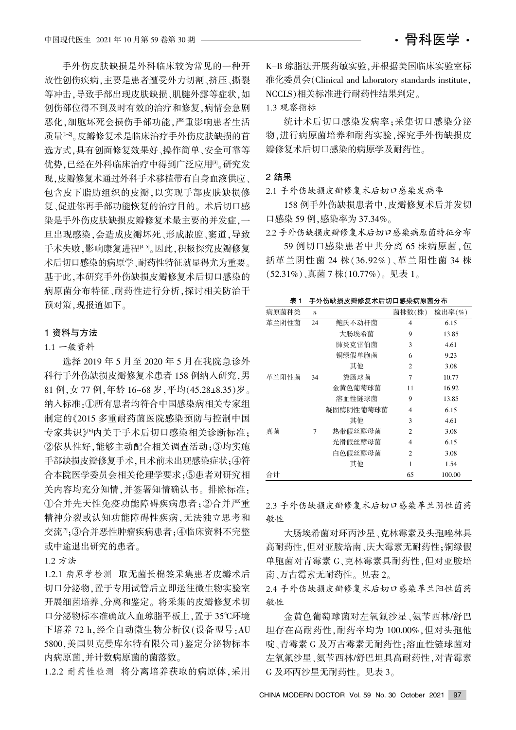手外伤皮肤缺损是外科临床较为常见的一种开放性创伤疾病，主要是患者遭受外力切割、挤压、撕裂等冲击，导致手部出现皮肤缺损、肌腱外露等症状，如创伤部位得不到及时有效的治疗和修复，病情会急剧恶化，细胞坏死会损伤手部功能，严重影响患者生活质量[1-2]。皮瓣修复术是临床治疗手外伤皮肤缺损的首选方式，具有创面修复效果好、操作简单、安全可靠等优势，已经在外科临床治疗中得到广泛应用[3]。研究发现，皮瓣修复术通过外科手术移植带有自身血液供应、包含皮下脂肪组织的皮瓣，以实现手部皮肤缺损修复、促进你再手部功能恢复的治疗目的。术后切口感染是手外伤皮肤缺损皮瓣修复术最主要的并发症，一旦出现感染，会造成皮瓣坏死、形成脓腔、窦道，导致手术失败，影响康复进程[4-5]。因此，积极探究皮瓣修复术后切口感染的病原学、耐药性特征就显得尤为重要。基于此，本研究手外伤缺损皮瓣修复术后切口感染的病原菌分布特征、耐药性进行分析，探讨相关防治干预对策，现报道如下。

## 1 资料与方法

### 1.1 一般资料

选择 2019 年 5 月至 2020 年 5 月在我院急诊外科行手外伤缺损皮瓣修复术患者 158 例纳入研究，男 81 例，女 77 例，年龄 16~68 岁，平均(45.28±8.35)岁。纳入标准：①所有患者均符合中国感染病相关专家组制定的《2015 多重耐药菌医院感染预防与控制中国专家共识》[6]内关于手术后切口感染相关诊断标准；②依从性好，能够主动配合相关调查活动；③均实施手部缺损皮瓣修复手术，且术前未出现感染症状；④符合本院医学委员会相关伦理学要求；⑤患者对研究相关内容均充分知情，并签署知情确认书。排除标准：①合并先天性免疫功能障碍疾病患者；②合并严重精神分裂或认知功能障碍性疾病，无法独立思考和交流[7]；③合并恶性肿瘤疾病患者；④临床资料不完整或中途退出研究的患者。

### 1.2 方法

1.2.1 病原学检测　取无菌长棉签采集患者皮瓣术后切口分泌物，置于专用试管后立即送往微生物实验室开展细菌培养、分离和鉴定。将采集的皮瓣修复术切口分泌物标本准确放入血琼脂平板上，置于 35℃环境下培养 72 h，经全自动微生物分析仪(设备型号：AU 5800，美国贝克曼库尔特有限公司)鉴定分泌物标本内病原菌，并计数病原菌的菌落数。

1.2.2 耐药性检测　将分离培养获取的病原体，采用 K-B 琼脂法开展药敏实验，并根据美国临床实验室标准化委员会(Clinical and laboratory standards institute，NCCLS)相关标准进行耐药性结果判定。

### 1.3 观察指标

统计术后切口感染发病率；采集切口感染分泌物，进行病原菌培养和耐药实验，探究手外伤缺损皮瓣修复术后切口感染的病原学及耐药性。

## 2 结果

### 2.1 手外伤缺损皮瓣修复术后切口感染发病率

158 例手外伤缺损患者中，皮瓣修复术后并发切口感染 59 例，感染率为 37.34%。

### 2.2 手外伤缺损皮瓣修复术后切口感染病原菌特征分布

59 例切口感染患者中共分离 65 株病原菌，包括革兰阴性菌 24 株(36.92%)、革兰阳性菌 34 株(52.31%)、真菌 7 株(10.77%)。见表 1。

表 1　手外伤缺损皮瓣修复术后切口感染病原菌分布

| 病原菌种类 | $n$ | | 菌株数(株) | 检出率(%) |
|---|---|---|---|---|
| 革兰阴性菌 | 24 | 鲍氏不动杆菌 | 4 | 6.15 |
| | | 大肠埃希菌 | 9 | 13.85 |
| | | 肺炎克雷伯菌 | 3 | 4.61 |
| | | 铜绿假单胞菌 | 6 | 9.23 |
| | | 其他 | 2 | 3.08 |
| 革兰阳性菌 | 34 | 粪肠球菌 | 7 | 10.77 |
| | | 金黄色葡萄球菌 | 11 | 16.92 |
| | | 溶血性链球菌 | 9 | 13.85 |
| | | 凝固酶阴性葡萄球菌 | 4 | 6.15 |
| | | 其他 | 3 | 4.61 |
| 真菌 | 7 | 热带假丝酵母菌 | 2 | 3.08 |
| | | 光滑假丝酵母菌 | 4 | 6.15 |
| | | 白色假丝酵母菌 | 2 | 3.08 |
| | | 其他 | 1 | 1.54 |
| 合计 | | | 65 | 100.00 |

### 2.3 手外伤缺损皮瓣修复术后切口感染革兰阴性菌药敏性

大肠埃希菌对环丙沙星、克林霉素及头孢唑林具高耐药性，但对亚胺培南、庆大霉素无耐药性；铜绿假单胞菌对青霉素 G、克林霉素具耐药性，但对亚胺培南、万古霉素无耐药性。见表 2。

### 2.4 手外伤缺损皮瓣修复术后切口感染革兰阳性菌药敏性

金黄色葡萄球菌对左氧氟沙星、氨苄西林/舒巴坦存在高耐药性，耐药率均为 100.00%，但对头孢他啶、青霉素 G 及万古霉素无耐药性；溶血性链球菌对左氧氟沙星、氨苄西林/舒巴坦具高耐药性，对青霉素 G 及环丙沙星无耐药性。见表 3。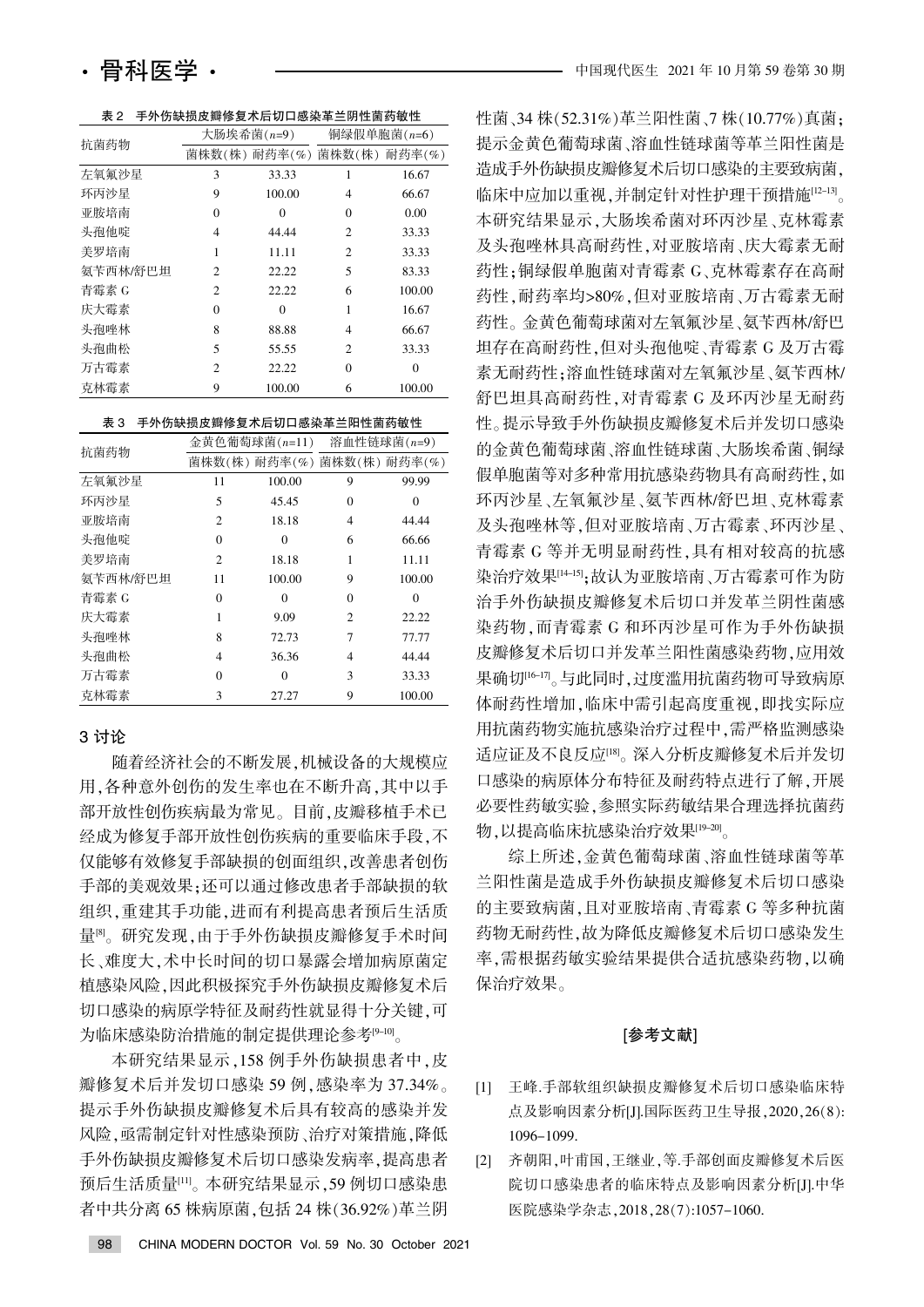表 2　手外伤缺损皮瓣修复术后切口感染革兰阴性菌药敏性

| 抗菌药物 | 大肠埃希菌(n=9) | | 铜绿假单胞菌(n=6) | |
|---|---|---|---|---|
| | 菌株数(株) | 耐药率(%) | 菌株数(株) | 耐药率(%) |
| 左氧氟沙星 | 3 | 33.33 | 1 | 16.67 |
| 环丙沙星 | 9 | 100.00 | 4 | 66.67 |
| 亚胺培南 | 0 | 0 | 0 | 0.00 |
| 头孢他啶 | 4 | 44.44 | 2 | 33.33 |
| 美罗培南 | 1 | 11.11 | 2 | 33.33 |
| 氨苄西林/舒巴坦 | 2 | 22.22 | 5 | 83.33 |
| 青霉素 G | 2 | 22.22 | 6 | 100.00 |
| 庆大霉素 | 0 | 0 | 1 | 16.67 |
| 头孢唑林 | 8 | 88.88 | 4 | 66.67 |
| 头孢曲松 | 5 | 55.55 | 2 | 33.33 |
| 万古霉素 | 2 | 22.22 | 0 | 0 |
| 克林霉素 | 9 | 100.00 | 6 | 100.00 |

表 3　手外伤缺损皮瓣修复术后切口感染革兰阳性菌药敏性

| 抗菌药物 | 金黄色葡萄球菌(n=11) | | 溶血性链球菌(n=9) | |
|---|---|---|---|---|
| | 菌株数(株) | 耐药率(%) | 菌株数(株) | 耐药率(%) |
| 左氧氟沙星 | 11 | 100.00 | 9 | 99.99 |
| 环丙沙星 | 5 | 45.45 | 0 | 0 |
| 亚胺培南 | 2 | 18.18 | 4 | 44.44 |
| 头孢他啶 | 0 | 0 | 6 | 66.66 |
| 美罗培南 | 2 | 18.18 | 1 | 11.11 |
| 氨苄西林/舒巴坦 | 11 | 100.00 | 9 | 100.00 |
| 青霉素 G | 0 | 0 | 0 | 0 |
| 庆大霉素 | 1 | 9.09 | 2 | 22.22 |
| 头孢唑林 | 8 | 72.73 | 7 | 77.77 |
| 头孢曲松 | 4 | 36.36 | 4 | 44.44 |
| 万古霉素 | 0 | 0 | 3 | 33.33 |
| 克林霉素 | 3 | 27.27 | 9 | 100.00 |

## 3 讨论

随着经济社会的不断发展，机械设备的大规模应用，各种意外创伤的发生率也在不断升高，其中以手部开放性创伤疾病最为常见。目前，皮瓣移植手术已经成为修复手部开放性创伤疾病的重要临床手段，不仅能够有效修复手部缺损的创面组织，改善患者创伤手部的美观效果；还可以通过修改患者手部缺损的软组织，重建其手功能，进而有利提高患者预后生活质量[8]。研究发现，由于手外伤缺损皮瓣修复手术时间长、难度大，术中长时间的切口暴露会增加病原菌定植感染风险，因此积极探究手外伤缺损皮瓣修复术后切口感染的病原学特征及耐药性就显得十分关键，可为临床感染防治措施的制定提供理论参考[9-10]。

本研究结果显示，158 例手外伤缺损患者中，皮瓣修复术后并发切口感染 59 例，感染率为 37.34%。提示手外伤缺损皮瓣修复术后具有较高的感染并发风险，亟需制定针对性感染预防、治疗对策措施，降低手外伤缺损皮瓣修复术后切口感染发病率，提高患者预后生活质量[11]。本研究结果显示，59 例切口感染患者中共分离 65 株病原菌，包括 24 株(36.92%)革兰阴性菌、34 株(52.31%)革兰阳性菌、7 株(10.77%)真菌；提示金黄色葡萄球菌、溶血性链球菌等革兰阳性菌是造成手外伤缺损皮瓣修复术后切口感染的主要致病菌，临床中应加以重视，并制定针对性护理干预措施[12-13]。本研究结果显示，大肠埃希菌对环丙沙星、克林霉素及头孢唑林具高耐药性，对亚胺培南、庆大霉素无耐药性；铜绿假单胞菌对青霉素 G、克林霉素存在高耐药性，耐药率均>80%，但对亚胺培南、万古霉素无耐药性。金黄色葡萄球菌对左氧氟沙星、氨苄西林/舒巴坦存在高耐药性，但对头孢他啶、青霉素 G 及万古霉素无耐药性；溶血性链球菌对左氧氟沙星、氨苄西林/舒巴坦具高耐药性，对青霉素 G 及环丙沙星无耐药性。提示导致手外伤缺损皮瓣修复术后并发切口感染的金黄色葡萄球菌、溶血性链球菌、大肠埃希菌、铜绿假单胞菌等对多种常用抗感染药物具有高耐药性，如环丙沙星、左氧氟沙星、氨苄西林/舒巴坦、克林霉素及头孢唑林等，但对亚胺培南、万古霉素、环丙沙星、青霉素 G 等并无明显耐药性，具有相对较高的抗感染治疗效果[14-15]；故认为亚胺培南、万古霉素可作为防治手外伤缺损皮瓣修复术后切口并发革兰阴性菌感染药物，而青霉素 G 和环丙沙星可作为手外伤缺损皮瓣修复术后切口并发革兰阳性菌感染药物，应用效果确切[16-17]。与此同时，过度滥用抗菌药物可导致病原体耐药性增加，临床中需引起高度重视，即找实际应用抗菌药物实施抗感染治疗过程中，需严格监测感染适应证及不良反应[18]。深入分析皮瓣修复术后并发切口感染的病原体分布特征及耐药特点进行了解，开展必要性药敏实验，参照实际药敏结果合理选择抗菌药物，以提高临床抗感染治疗效果[19-20]。

综上所述，金黄色葡萄球菌、溶血性链球菌等革兰阳性菌是造成手外伤缺损皮瓣修复术后切口感染的主要致病菌，且对亚胺培南、青霉素 G 等多种抗菌药物无耐药性，故为降低皮瓣修复术后切口感染发生率，需根据药敏实验结果提供合适抗感染药物，以确保治疗效果。

## [参考文献]

[1] 王峰.手部软组织缺损皮瓣修复术后切口感染临床特点及影响因素分析[J].国际医药卫生导报，2020，26(8)：1096-1099.

[2] 齐朝阳，叶甫国，王继业，等.手部创面皮瓣修复术后医院切口感染患者的临床特点及影响因素分析[J].中华医院感染学杂志，2018，28(7)：1057-1060.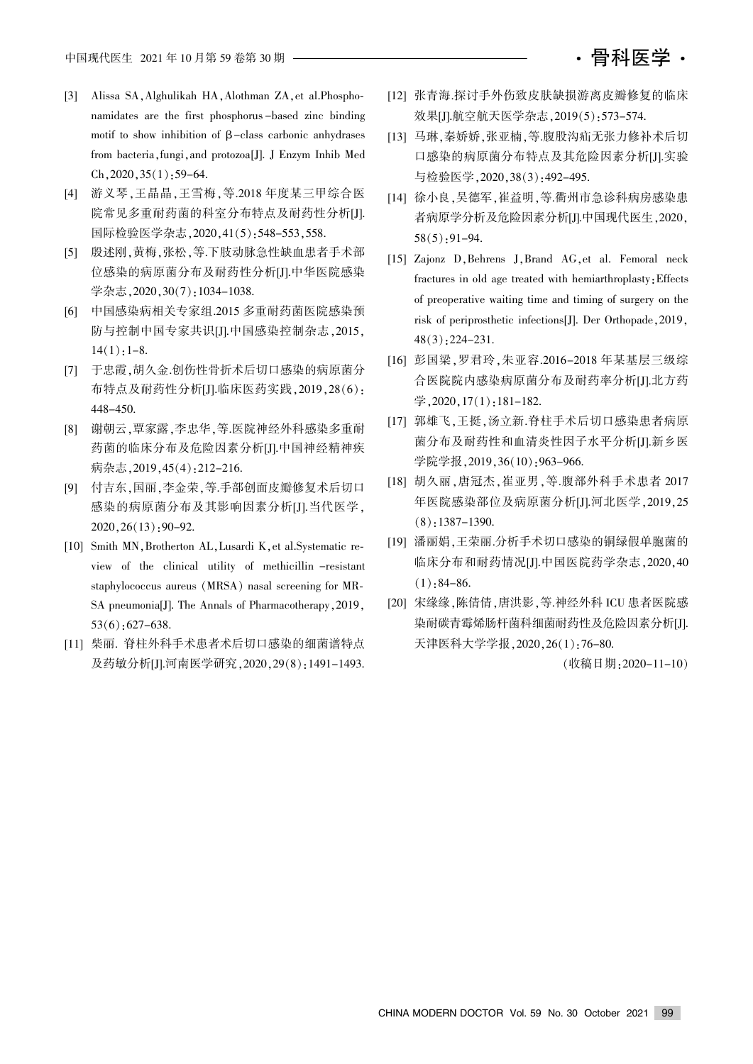[3] Alissa SA, Alghulikah HA, Alothman ZA, et al.Phosphonamidates are the first phosphorus-based zinc binding motif to show inhibition of β-class carbonic anhydrases from bacteria, fungi, and protozoa[J]. J Enzym Inhib Med Ch, 2020, 35(1): 59-64.

[4] 游义琴，王晶晶，王雪梅，等.2018 年度某三甲综合医院常见多重耐药菌的科室分布特点及耐药性分析[J].国际检验医学杂志，2020，41(5)：548-553，558.

[5] 殷述刚，黄梅，张松，等.下肢动脉急性缺血患者手术部位感染的病原菌分布及耐药性分析[J].中华医院感染学杂志，2020，30(7)：1034-1038.

[6] 中国感染病相关专家组.2015 多重耐药菌医院感染预防与控制中国专家共识[J].中国感染控制杂志，2015，14(1)：1-8.

[7] 于忠霞，胡久金.创伤性骨折术后切口感染的病原菌分布特点及耐药性分析[J].临床医药实践，2019，28(6)：448-450.

[8] 谢朝云，覃家露，李忠华，等.医院神经外科感染多重耐药菌的临床分布及危险因素分析[J].中国神经精神疾病杂志，2019，45(4)：212-216.

[9] 付吉东，国丽，李金荣，等.手部创面皮瓣修复术后切口感染的病原菌分布及其影响因素分析[J].当代医学，2020，26(13)：90-92.

[10] Smith MN, Brotherton AL, Lusardi K, et al.Systematic review of the clinical utility of methicillin-resistant staphylococcus aureus (MRSA) nasal screening for MRSA pneumonia[J]. The Annals of Pharmacotherapy, 2019, 53(6): 627-638.

[11] 柴丽. 脊柱外科手术患者术后切口感染的细菌谱特点及药敏分析[J].河南医学研究，2020，29(8)：1491-1493.

[12] 张青海.探讨手外伤致皮肤缺损游离皮瓣修复的临床效果[J].航空航天医学杂志，2019(5)：573-574.

[13] 马琳，秦娇娇，张亚楠，等.腹股沟疝无张力修补术后切口感染的病原菌分布特点及其危险因素分析[J].实验与检验医学，2020，38(3)：492-495.

[14] 徐小良，吴德军，崔益明，等.衢州市急诊科病房感染患者病原学分析及危险因素分析[J].中国现代医生，2020，58(5)：91-94.

[15] Zajonz D, Behrens J, Brand AG, et al. Femoral neck fractures in old age treated with hemiarthroplasty: Effects of preoperative waiting time and timing of surgery on the risk of periprosthetic infections[J]. Der Orthopade, 2019, 48(3): 224-231.

[16] 彭国梁，罗君玲，朱亚容.2016-2018 年某基层三级综合医院院内感染病原菌分布及耐药率分析[J].北方药学，2020，17(1)：181-182.

[17] 郭雄飞，王挺，汤立新.脊柱手术后切口感染患者病原菌分布及耐药性和血清炎性因子水平分析[J].新乡医学院学报，2019，36(10)：963-966.

[18] 胡久丽，唐冠杰，崔亚男，等.腹部外科手术患者 2017 年医院感染部位及病原菌分析[J].河北医学，2019，25(8)：1387-1390.

[19] 潘丽娟，王荣丽.分析手术切口感染的铜绿假单胞菌的临床分布和耐药情况[J].中国医院药学杂志，2020，40(1)：84-86.

[20] 宋缘缘，陈倩倩，唐洪影，等.神经外科 ICU 患者医院感染耐碳青霉烯肠杆菌科细菌耐药性及危险因素分析[J].天津医科大学学报，2020，26(1)：76-80.

（收稿日期：2020-11-10）